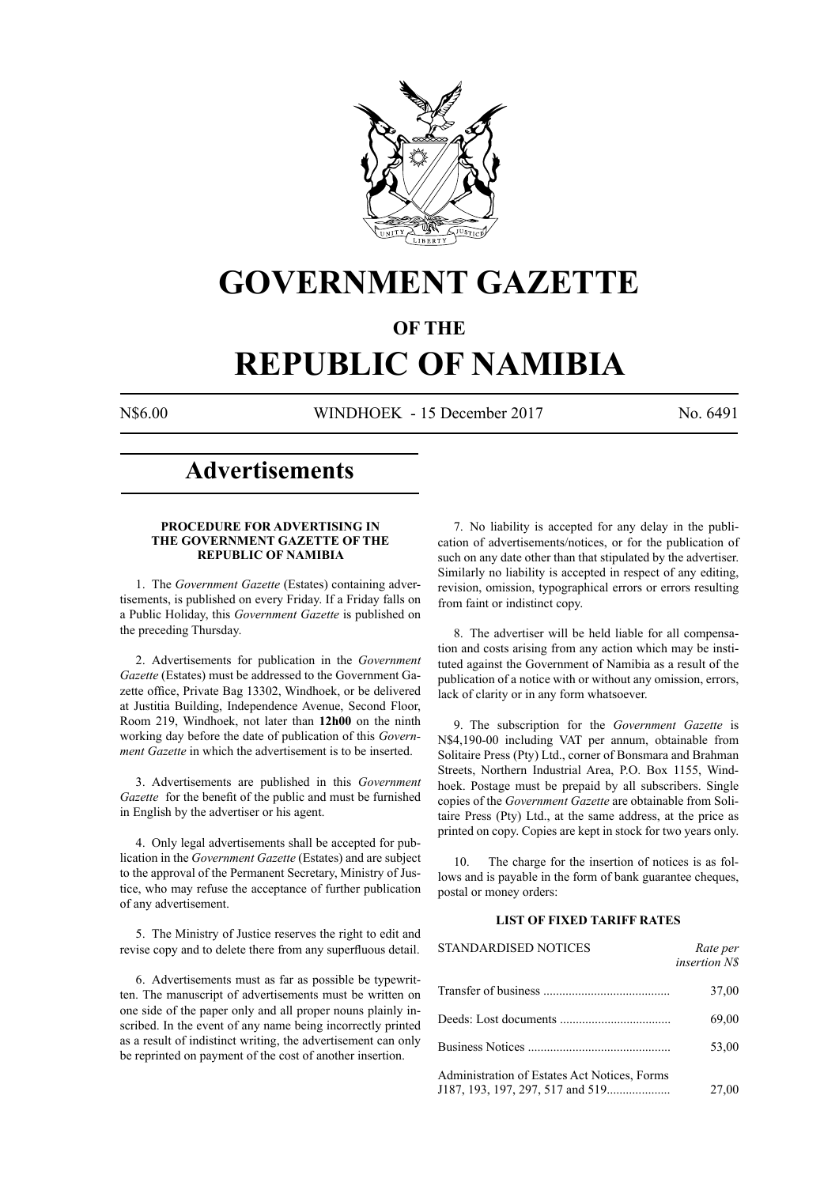# GOVERNMENT GAZETTE

## OF THE

# REPUBLIC OF NAMIBIA

N$6.00 WINDHOEK - 15 December 2017 No. 6491

## Advertisements

### PROCEDURE FOR ADVERTISING IN THE GOVERNMENT GAZETTE OF THE REPUBLIC OF NAMIBIA

1. The *Government Gazette* (Estates) containing advertisements, is published on every Friday. If a Friday falls on a Public Holiday, this *Government Gazette* is published on the preceding Thursday.

2. Advertisements for publication in the *Government Gazette* (Estates) must be addressed to the Government Gazette office, Private Bag 13302, Windhoek, or be delivered at Justitia Building, Independence Avenue, Second Floor, Room 219, Windhoek, not later than **12h00** on the ninth working day before the date of publication of this *Government Gazette* in which the advertisement is to be inserted.

3. Advertisements are published in this *Government Gazette* for the benefit of the public and must be furnished in English by the advertiser or his agent.

4. Only legal advertisements shall be accepted for publication in the *Government Gazette* (Estates) and are subject to the approval of the Permanent Secretary, Ministry of Justice, who may refuse the acceptance of further publication of any advertisement.

5. The Ministry of Justice reserves the right to edit and revise copy and to delete there from any superfluous detail.

6. Advertisements must as far as possible be typewritten. The manuscript of advertisements must be written on one side of the paper only and all proper nouns plainly inscribed. In the event of any name being incorrectly printed as a result of indistinct writing, the advertisement can only be reprinted on payment of the cost of another insertion.

7. No liability is accepted for any delay in the publication of advertisements/notices, or for the publication of such on any date other than that stipulated by the advertiser. Similarly no liability is accepted in respect of any editing, revision, omission, typographical errors or errors resulting from faint or indistinct copy.

8. The advertiser will be held liable for all compensation and costs arising from any action which may be instituted against the Government of Namibia as a result of the publication of a notice with or without any omission, errors, lack of clarity or in any form whatsoever.

9. The subscription for the *Government Gazette* is N$4,190-00 including VAT per annum, obtainable from Solitaire Press (Pty) Ltd., corner of Bonsmara and Brahman Streets, Northern Industrial Area, P.O. Box 1155, Windhoek. Postage must be prepaid by all subscribers. Single copies of the *Government Gazette* are obtainable from Solitaire Press (Pty) Ltd., at the same address, at the price as printed on copy. Copies are kept in stock for two years only.

10. The charge for the insertion of notices is as follows and is payable in the form of bank guarantee cheques, postal or money orders:

### LIST OF FIXED TARIFF RATES

| STANDARDISED NOTICES | *Rate per insertion N$* |
|---|---|
| Transfer of business | 37,00 |
| Deeds: Lost documents | 69,00 |
| Business Notices | 53,00 |
| Administration of Estates Act Notices, Forms J187, 193, 197, 297, 517 and 519 | 27,00 |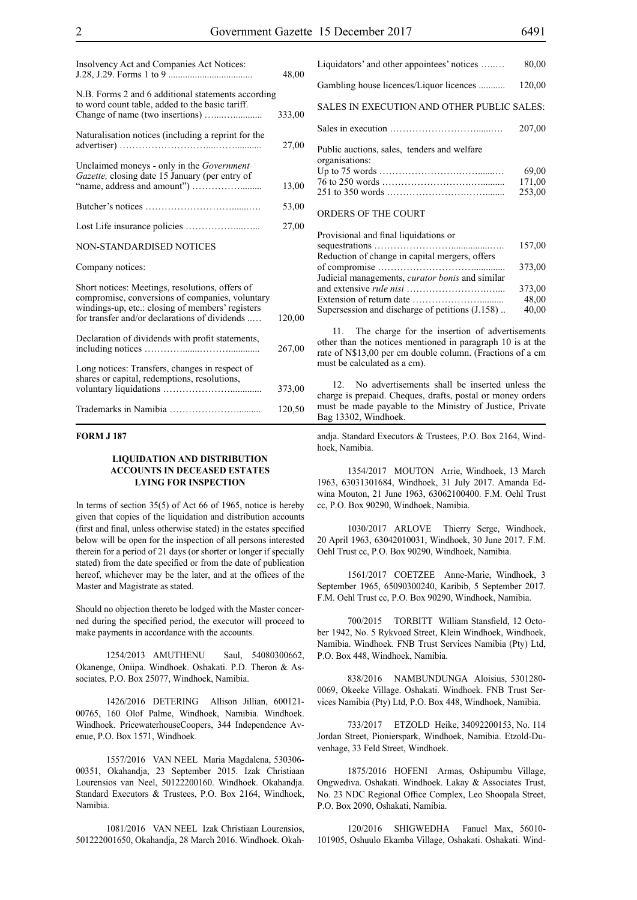| | |
|---|---|
| Insolvency Act and Companies Act Notices: J.28, J.29. Forms 1 to 9 | 48,00 |
| N.B. Forms 2 and 6 additional statements according to word count table, added to the basic tariff. Change of name (two insertions) | 333,00 |
| Naturalisation notices (including a reprint for the advertiser) | 27,00 |
| Unclaimed moneys - only in the *Government Gazette,* closing date 15 January (per entry of "name, address and amount") | 13,00 |
| Butcher's notices | 53,00 |
| Lost Life insurance policies | 27,00 |
| NON-STANDARDISED NOTICES | |
| Company notices: | |
| Short notices: Meetings, resolutions, offers of compromise, conversions of companies, voluntary windings-up, etc.: closing of members' registers for transfer and/or declarations of dividends | 120,00 |
| Declaration of dividends with profit statements, including notices | 267,00 |
| Long notices: Transfers, changes in respect of shares or capital, redemptions, resolutions, voluntary liquidations | 373,00 |
| Trademarks in Namibia | 120,50 |
| Liquidators' and other appointees' notices | 80,00 |
| Gambling house licences/Liquor licences | 120,00 |
| SALES IN EXECUTION AND OTHER PUBLIC SALES: | |
| Sales in execution | 207,00 |
| Public auctions, sales, tenders and welfare organisations: | |
| Up to 75 words | 69,00 |
| 76 to 250 words | 171,00 |
| 251 to 350 words | 253,00 |
| ORDERS OF THE COURT | |
| Provisional and final liquidations or sequestrations | 157,00 |
| Reduction of change in capital mergers, offers of compromise | 373,00 |
| Judicial managements, *curator bonis* and similar and extensive *rule nisi* | 373,00 |
| Extension of return date | 48,00 |
| Supersession and discharge of petitions (J.158) | 40,00 |

11. The charge for the insertion of advertisements other than the notices mentioned in paragraph 10 is at the rate of N$13,00 per cm double column. (Fractions of a cm must be calculated as a cm).

12. No advertisements shall be inserted unless the charge is prepaid. Cheques, drafts, postal or money orders must be made payable to the Ministry of Justice, Private Bag 13302, Windhoek.

**FORM J 187**

**LIQUIDATION AND DISTRIBUTION ACCOUNTS IN DECEASED ESTATES LYING FOR INSPECTION**

In terms of section 35(5) of Act 66 of 1965, notice is hereby given that copies of the liquidation and distribution accounts (first and final, unless otherwise stated) in the estates specified below will be open for the inspection of all persons interested therein for a period of 21 days (or shorter or longer if specially stated) from the date specified or from the date of publication hereof, whichever may be the later, and at the offices of the Master and Magistrate as stated.

Should no objection thereto be lodged with the Master concerned during the specified period, the executor will proceed to make payments in accordance with the accounts.

1254/2013 AMUTHENU Saul, 54080300662, Okanenge, Oniipa. Windhoek. Oshakati. P.D. Theron & Associates, P.O. Box 25077, Windhoek, Namibia.

1426/2016 DETERING Allison Jillian, 600121-00765, 160 Olof Palme, Windhoek, Namibia. Windhoek. Windhoek. PricewaterhouseCoopers, 344 Independence Avenue, P.O. Box 1571, Windhoek.

1557/2016 VAN NEEL Maria Magdalena, 530306-00351, Okahandja, 23 September 2015. Izak Christiaan Lourensios van Neel, 50122200160. Windhoek. Okahandja. Standard Executors & Trustees, P.O. Box 2164, Windhoek, Namibia.

1081/2016 VAN NEEL Izak Christiaan Lourensios, 501222001650, Okahandja, 28 March 2016. Windhoek. Okahandja. Standard Executors & Trustees, P.O. Box 2164, Windhoek, Namibia.

1354/2017 MOUTON Arrie, Windhoek, 13 March 1963, 63031301684, Windhoek, 31 July 2017. Amanda Edwina Mouton, 21 June 1963, 63062100400. F.M. Oehl Trust cc, P.O. Box 90290, Windhoek, Namibia.

1030/2017 ARLOVE Thierry Serge, Windhoek, 20 April 1963, 63042010031, Windhoek, 30 June 2017. F.M. Oehl Trust cc, P.O. Box 90290, Windhoek, Namibia.

1561/2017 COETZEE Anne-Marie, Windhoek, 3 September 1965, 65090300240, Karibib, 5 September 2017. F.M. Oehl Trust cc, P.O. Box 90290, Windhoek, Namibia.

700/2015 TORBITT William Stansfield, 12 October 1942, No. 5 Rykvoed Street, Klein Windhoek, Windhoek, Namibia. Windhoek. FNB Trust Services Namibia (Pty) Ltd, P.O. Box 448, Windhoek, Namibia.

838/2016 NAMBUNDUNGA Aloisius, 5301280-0069, Okeeke Village. Oshakati. Windhoek. FNB Trust Services Namibia (Pty) Ltd, P.O. Box 448, Windhoek, Namibia.

733/2017 ETZOLD Heike, 34092200153, No. 114 Jordan Street, Pionierspark, Windhoek, Namibia. Etzold-Duvenhage, 33 Feld Street, Windhoek.

1875/2016 HOFENI Armas, Oshipumbu Village, Ongwediva. Oshakati. Windhoek. Lakay & Associates Trust, No. 23 NDC Regional Office Complex, Leo Shoopala Street, P.O. Box 2090, Oshakati, Namibia.

120/2016 SHIGWEDHA Fanuel Max, 56010-101905, Oshuulo Ekamba Village, Oshakati. Oshakati. Wind-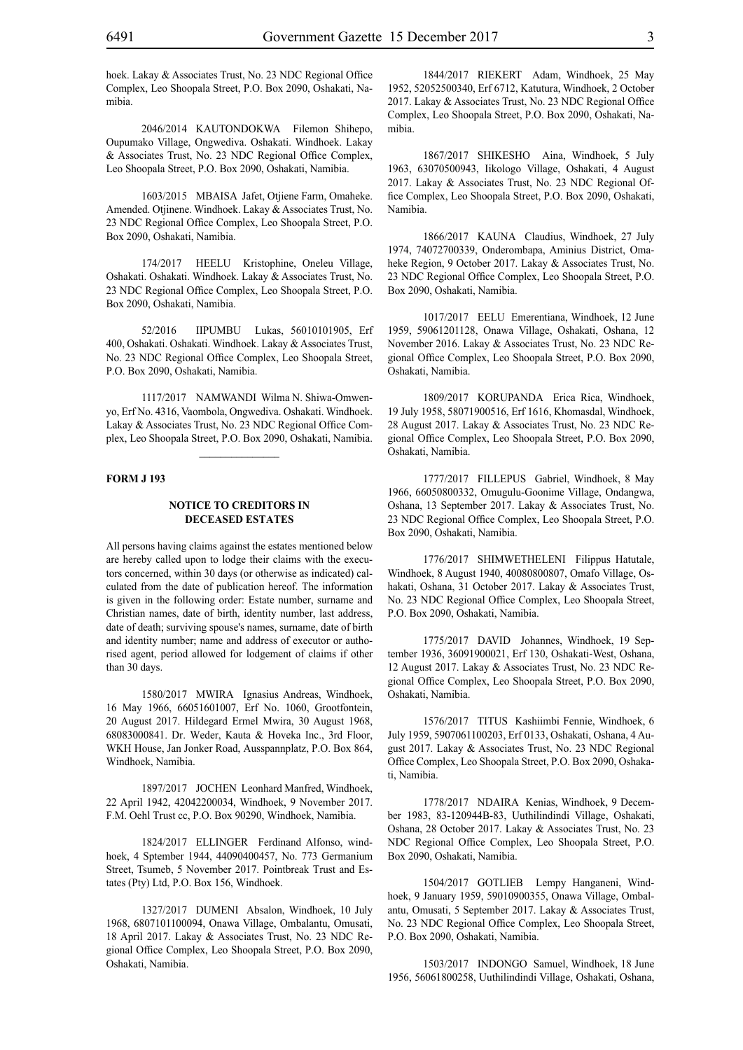hoek. Lakay & Associates Trust, No. 23 NDC Regional Office Complex, Leo Shoopala Street, P.O. Box 2090, Oshakati, Namibia.

2046/2014 KAUTONDOKWA Filemon Shihepo, Oupumako Village, Ongwediva. Oshakati. Windhoek. Lakay & Associates Trust, No. 23 NDC Regional Office Complex, Leo Shoopala Street, P.O. Box 2090, Oshakati, Namibia.

1603/2015 MBAISA Jafet, Otjiene Farm, Omaheke. Amended. Otjinene. Windhoek. Lakay & Associates Trust, No. 23 NDC Regional Office Complex, Leo Shoopala Street, P.O. Box 2090, Oshakati, Namibia.

174/2017 HEELU Kristophine, Oneleu Village, Oshakati. Oshakati. Windhoek. Lakay & Associates Trust, No. 23 NDC Regional Office Complex, Leo Shoopala Street, P.O. Box 2090, Oshakati, Namibia.

52/2016 IIPUMBU Lukas, 56010101905, Erf 400, Oshakati. Oshakati. Windhoek. Lakay & Associates Trust, No. 23 NDC Regional Office Complex, Leo Shoopala Street, P.O. Box 2090, Oshakati, Namibia.

1117/2017 NAMWANDI Wilma N. Shiwa-Omwenyo, Erf No. 4316, Vaombola, Ongwediva. Oshakati. Windhoek. Lakay & Associates Trust, No. 23 NDC Regional Office Complex, Leo Shoopala Street, P.O. Box 2090, Oshakati, Namibia.

---

**FORM J 193**

### NOTICE TO CREDITORS IN DECEASED ESTATES

All persons having claims against the estates mentioned below are hereby called upon to lodge their claims with the executors concerned, within 30 days (or otherwise as indicated) calculated from the date of publication hereof. The information is given in the following order: Estate number, surname and Christian names, date of birth, identity number, last address, date of death; surviving spouse's names, surname, date of birth and identity number; name and address of executor or authorised agent, period allowed for lodgement of claims if other than 30 days.

1580/2017 MWIRA Ignasius Andreas, Windhoek, 16 May 1966, 66051601007, Erf No. 1060, Grootfontein, 20 August 2017. Hildegard Ermel Mwira, 30 August 1968, 68083000841. Dr. Weder, Kauta & Hoveka Inc., 3rd Floor, WKH House, Jan Jonker Road, Ausspannplatz, P.O. Box 864, Windhoek, Namibia.

1897/2017 JOCHEN Leonhard Manfred, Windhoek, 22 April 1942, 42042200034, Windhoek, 9 November 2017. F.M. Oehl Trust cc, P.O. Box 90290, Windhoek, Namibia.

1824/2017 ELLINGER Ferdinand Alfonso, windhoek, 4 Sptember 1944, 44090400457, No. 773 Germanium Street, Tsumeb, 5 November 2017. Pointbreak Trust and Estates (Pty) Ltd, P.O. Box 156, Windhoek.

1327/2017 DUMENI Absalon, Windhoek, 10 July 1968, 6807101100094, Onawa Village, Ombalantu, Omusati, 18 April 2017. Lakay & Associates Trust, No. 23 NDC Regional Office Complex, Leo Shoopala Street, P.O. Box 2090, Oshakati, Namibia.

1844/2017 RIEKERT Adam, Windhoek, 25 May 1952, 52052500340, Erf 6712, Katutura, Windhoek, 2 October 2017. Lakay & Associates Trust, No. 23 NDC Regional Office Complex, Leo Shoopala Street, P.O. Box 2090, Oshakati, Namibia.

1867/2017 SHIKESHO Aina, Windhoek, 5 July 1963, 63070500943, Iikologo Village, Oshakati, 4 August 2017. Lakay & Associates Trust, No. 23 NDC Regional Office Complex, Leo Shoopala Street, P.O. Box 2090, Oshakati, Namibia.

1866/2017 KAUNA Claudius, Windhoek, 27 July 1974, 74072700339, Onderombapa, Aminius District, Omaheke Region, 9 October 2017. Lakay & Associates Trust, No. 23 NDC Regional Office Complex, Leo Shoopala Street, P.O. Box 2090, Oshakati, Namibia.

1017/2017 EELU Emerentiana, Windhoek, 12 June 1959, 59061201128, Onawa Village, Oshakati, Oshana, 12 November 2016. Lakay & Associates Trust, No. 23 NDC Regional Office Complex, Leo Shoopala Street, P.O. Box 2090, Oshakati, Namibia.

1809/2017 KORUPANDA Erica Rica, Windhoek, 19 July 1958, 58071900516, Erf 1616, Khomasdal, Windhoek, 28 August 2017. Lakay & Associates Trust, No. 23 NDC Regional Office Complex, Leo Shoopala Street, P.O. Box 2090, Oshakati, Namibia.

1777/2017 FILLEPUS Gabriel, Windhoek, 8 May 1966, 66050800332, Omugulu-Goonime Village, Ondangwa, Oshana, 13 September 2017. Lakay & Associates Trust, No. 23 NDC Regional Office Complex, Leo Shoopala Street, P.O. Box 2090, Oshakati, Namibia.

1776/2017 SHIMWETHELENI Filippus Hatutale, Windhoek, 8 August 1940, 40080800807, Omafo Village, Oshakati, Oshana, 31 October 2017. Lakay & Associates Trust, No. 23 NDC Regional Office Complex, Leo Shoopala Street, P.O. Box 2090, Oshakati, Namibia.

1775/2017 DAVID Johannes, Windhoek, 19 September 1936, 36091900021, Erf 130, Oshakati-West, Oshana, 12 August 2017. Lakay & Associates Trust, No. 23 NDC Regional Office Complex, Leo Shoopala Street, P.O. Box 2090, Oshakati, Namibia.

1576/2017 TITUS Kashiimbi Fennie, Windhoek, 6 July 1959, 5907061100203, Erf 0133, Oshakati, Oshana, 4 August 2017. Lakay & Associates Trust, No. 23 NDC Regional Office Complex, Leo Shoopala Street, P.O. Box 2090, Oshakati, Namibia.

1778/2017 NDAIRA Kenias, Windhoek, 9 December 1983, 83-120944B-83, Uuthilindindi Village, Oshakati, Oshana, 28 October 2017. Lakay & Associates Trust, No. 23 NDC Regional Office Complex, Leo Shoopala Street, P.O. Box 2090, Oshakati, Namibia.

1504/2017 GOTLIEB Lempy Hanganeni, Windhoek, 9 January 1959, 59010900355, Onawa Village, Ombalantu, Omusati, 5 September 2017. Lakay & Associates Trust, No. 23 NDC Regional Office Complex, Leo Shoopala Street, P.O. Box 2090, Oshakati, Namibia.

1503/2017 INDONGO Samuel, Windhoek, 18 June 1956, 56061800258, Uuthilindindi Village, Oshakati, Oshana,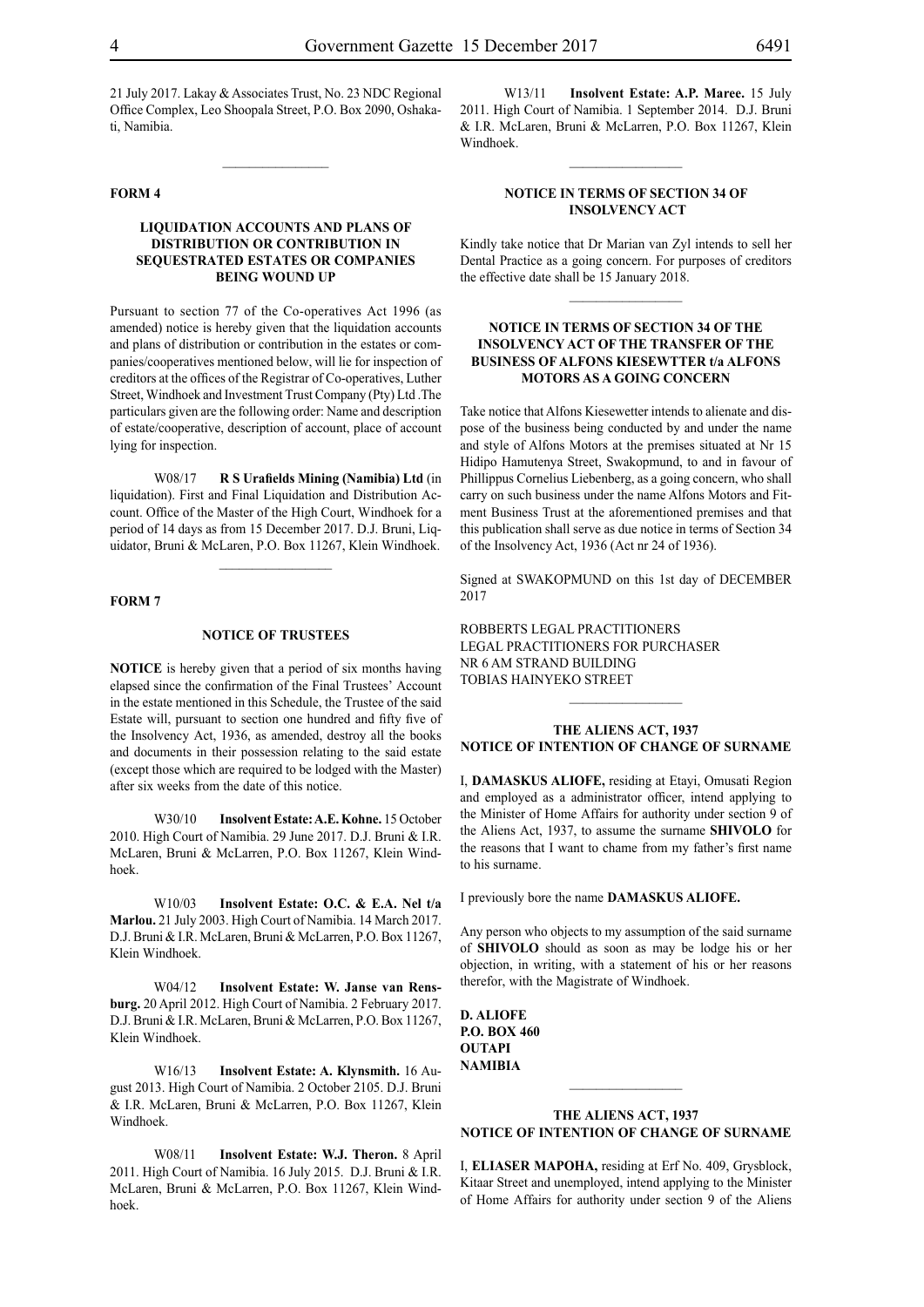21 July 2017. Lakay & Associates Trust, No. 23 NDC Regional Office Complex, Leo Shoopala Street, P.O. Box 2090, Oshakati, Namibia.

---

**FORM 4**

**LIQUIDATION ACCOUNTS AND PLANS OF DISTRIBUTION OR CONTRIBUTION IN SEQUESTRATED ESTATES OR COMPANIES BEING WOUND UP**

Pursuant to section 77 of the Co-operatives Act 1996 (as amended) notice is hereby given that the liquidation accounts and plans of distribution or contribution in the estates or companies/cooperatives mentioned below, will lie for inspection of creditors at the offices of the Registrar of Co-operatives, Luther Street, Windhoek and Investment Trust Company (Pty) Ltd .The particulars given are the following order: Name and description of estate/cooperative, description of account, place of account lying for inspection.

W08/17 **R S Urafields Mining (Namibia) Ltd** (in liquidation). First and Final Liquidation and Distribution Account. Office of the Master of the High Court, Windhoek for a period of 14 days as from 15 December 2017. D.J. Bruni, Liquidator, Bruni & McLaren, P.O. Box 11267, Klein Windhoek.

---

**FORM 7**

**NOTICE OF TRUSTEES**

**NOTICE** is hereby given that a period of six months having elapsed since the confirmation of the Final Trustees' Account in the estate mentioned in this Schedule, the Trustee of the said Estate will, pursuant to section one hundred and fifty five of the Insolvency Act, 1936, as amended, destroy all the books and documents in their possession relating to the said estate (except those which are required to be lodged with the Master) after six weeks from the date of this notice.

W30/10 **Insolvent Estate: A.E. Kohne.** 15 October 2010. High Court of Namibia. 29 June 2017. D.J. Bruni & I.R. McLaren, Bruni & McLarren, P.O. Box 11267, Klein Windhoek.

W10/03 **Insolvent Estate: O.C. & E.A. Nel t/a Marlou.** 21 July 2003. High Court of Namibia. 14 March 2017. D.J. Bruni & I.R. McLaren, Bruni & McLaren, P.O. Box 11267, Klein Windhoek.

W04/12 **Insolvent Estate: W. Janse van Rensburg.** 20 April 2012. High Court of Namibia. 2 February 2017. D.J. Bruni & I.R. McLaren, Bruni & McLaren, P.O. Box 11267, Klein Windhoek.

W16/13 **Insolvent Estate: A. Klynsmith.** 16 August 2013. High Court of Namibia. 2 October 2105. D.J. Bruni & I.R. McLaren, Bruni & McLaren, P.O. Box 11267, Klein Windhoek.

W08/11 **Insolvent Estate: W.J. Theron.** 8 April 2011. High Court of Namibia. 16 July 2015. D.J. Bruni & I.R. McLaren, Bruni & McLaren, P.O. Box 11267, Klein Windhoek.

W13/11 **Insolvent Estate: A.P. Maree.** 15 July 2011. High Court of Namibia. 1 September 2014. D.J. Bruni & I.R. McLaren, Bruni & McLarren, P.O. Box 11267, Klein Windhoek.

---

**NOTICE IN TERMS OF SECTION 34 OF INSOLVENCY ACT**

Kindly take notice that Dr Marian van Zyl intends to sell her Dental Practice as a going concern. For purposes of creditors the effective date shall be 15 January 2018.

---

**NOTICE IN TERMS OF SECTION 34 OF THE INSOLVENCY ACT OF THE TRANSFER OF THE BUSINESS OF ALFONS KIESEWTTER t/a ALFONS MOTORS AS A GOING CONCERN**

Take notice that Alfons Kiesewetter intends to alienate and dispose of the business being conducted by and under the name and style of Alfons Motors at the premises situated at Nr 15 Hidipo Hamutenya Street, Swakopmund, to and in favour of Phillippus Cornelius Liebenberg, as a going concern, who shall carry on such business under the name Alfons Motors and Fitment Business Trust at the aforementioned premises and that this publication shall serve as due notice in terms of Section 34 of the Insolvency Act, 1936 (Act nr 24 of 1936).

Signed at SWAKOPMUND on this 1st day of DECEMBER 2017

ROBBERTS LEGAL PRACTITIONERS
LEGAL PRACTITIONERS FOR PURCHASER
NR 6 AM STRAND BUILDING
TOBIAS HAINYEKO STREET

---

**THE ALIENS ACT, 1937**
**NOTICE OF INTENTION OF CHANGE OF SURNAME**

I, **DAMASKUS ALIOFE,** residing at Etayi, Omusati Region and employed as a administrator officer, intend applying to the Minister of Home Affairs for authority under section 9 of the Aliens Act, 1937, to assume the surname **SHIVOLO** for the reasons that I want to chame from my father's first name to his surname.

I previously bore the name **DAMASKUS ALIOFE.**

Any person who objects to my assumption of the said surname of **SHIVOLO** should as soon as may be lodge his or her objection, in writing, with a statement of his or her reasons therefor, with the Magistrate of Windhoek.

**D. ALIOFE**
**P.O. BOX 460**
**OUTAPI**
**NAMIBIA**

---

**THE ALIENS ACT, 1937**
**NOTICE OF INTENTION OF CHANGE OF SURNAME**

I, **ELIASER MAPOHA,** residing at Erf No. 409, Grysblock, Kitaar Street and unemployed, intend applying to the Minister of Home Affairs for authority under section 9 of the Aliens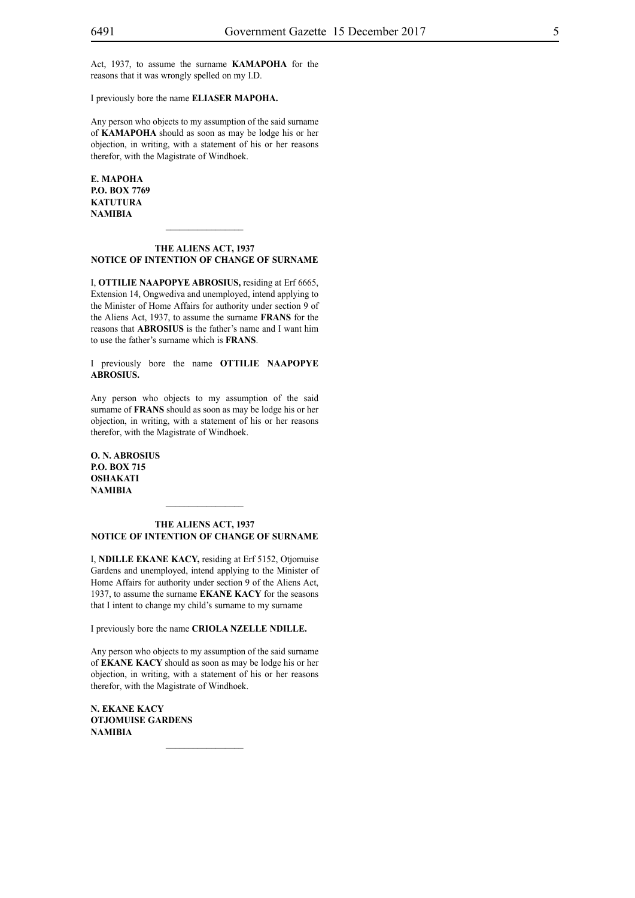Act, 1937, to assume the surname **KAMAPOHA** for the reasons that it was wrongly spelled on my I.D.

I previously bore the name **ELIASER MAPOHA.**

Any person who objects to my assumption of the said surname of **KAMAPOHA** should as soon as may be lodge his or her objection, in writing, with a statement of his or her reasons therefor, with the Magistrate of Windhoek.

**E. MAPOHA**
**P.O. BOX 7769**
**KATUTURA**
**NAMIBIA**

---

**THE ALIENS ACT, 1937**
**NOTICE OF INTENTION OF CHANGE OF SURNAME**

I, **OTTILIE NAAPOPYE ABROSIUS,** residing at Erf 6665, Extension 14, Ongwediva and unemployed, intend applying to the Minister of Home Affairs for authority under section 9 of the Aliens Act, 1937, to assume the surname **FRANS** for the reasons that **ABROSIUS** is the father's name and I want him to use the father's surname which is **FRANS**.

I previously bore the name **OTTILIE NAAPOPYE ABROSIUS.**

Any person who objects to my assumption of the said surname of **FRANS** should as soon as may be lodge his or her objection, in writing, with a statement of his or her reasons therefor, with the Magistrate of Windhoek.

**O. N. ABROSIUS**
**P.O. BOX 715**
**OSHAKATI**
**NAMIBIA**

---

**THE ALIENS ACT, 1937**
**NOTICE OF INTENTION OF CHANGE OF SURNAME**

I, **NDILLE EKANE KACY,** residing at Erf 5152, Otjomuise Gardens and unemployed, intend applying to the Minister of Home Affairs for authority under section 9 of the Aliens Act, 1937, to assume the surname **EKANE KACY** for the seasons that I intent to change my child's surname to my surname

I previously bore the name **CRIOLA NZELLE NDILLE.**

Any person who objects to my assumption of the said surname of **EKANE KACY** should as soon as may be lodge his or her objection, in writing, with a statement of his or her reasons therefor, with the Magistrate of Windhoek.

**N. EKANE KACY**
**OTJOMUISE GARDENS**
**NAMIBIA**

---